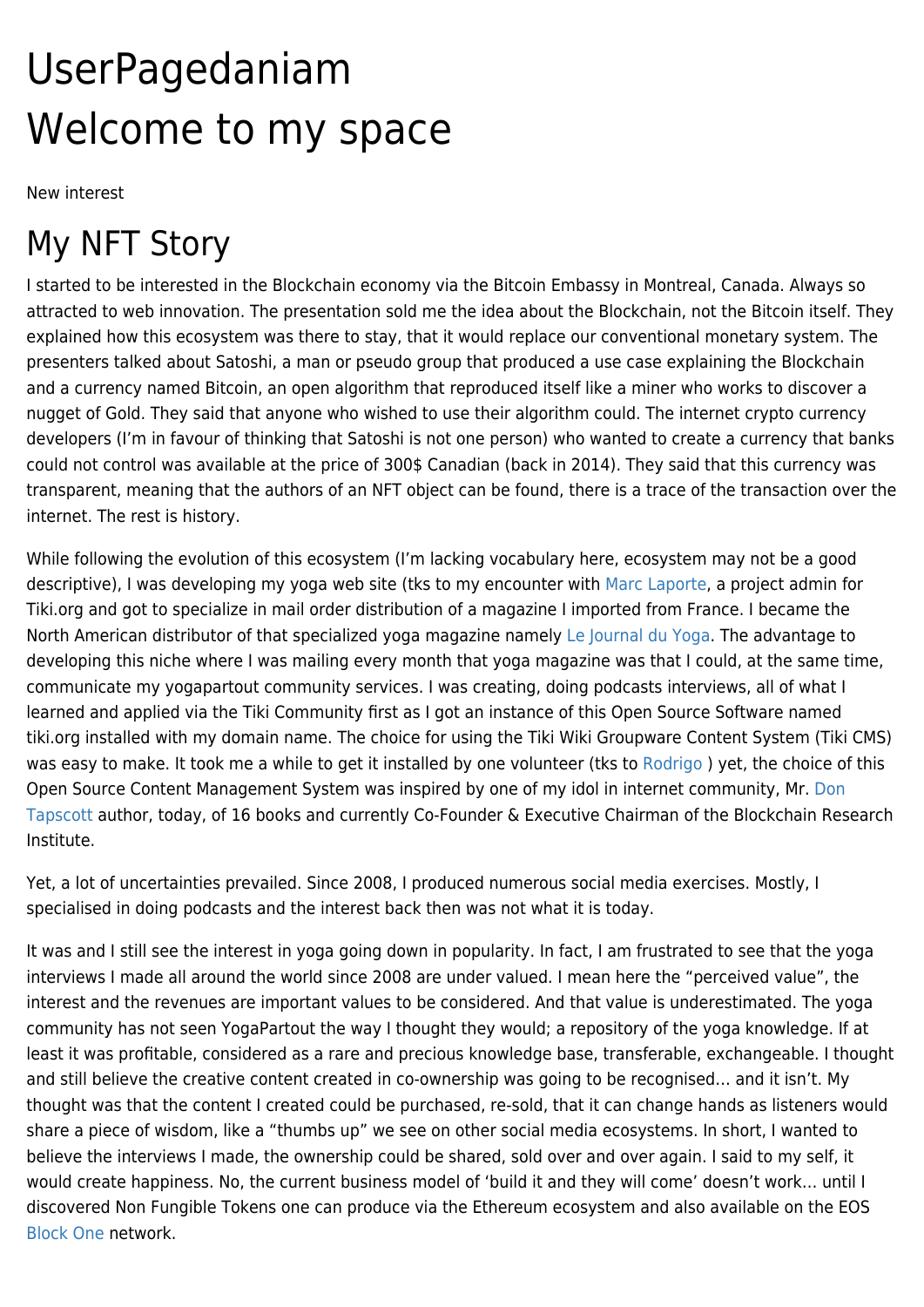# UserPagedaniam
# Welcome to my space

New interest

## My NFT Story

I started to be interested in the Blockchain economy via the Bitcoin Embassy in Montreal, Canada. Always so attracted to web innovation. The presentation sold me the idea about the Blockchain, not the Bitcoin itself. They explained how this ecosystem was there to stay, that it would replace our conventional monetary system. The presenters talked about Satoshi, a man or pseudo group that produced a use case explaining the Blockchain and a currency named Bitcoin, an open algorithm that reproduced itself like a miner who works to discover a nugget of Gold. They said that anyone who wished to use their algorithm could. The internet crypto currency developers (I'm in favour of thinking that Satoshi is not one person) who wanted to create a currency that banks could not control was available at the price of 300$ Canadian (back in 2014). They said that this currency was transparent, meaning that the authors of an NFT object can be found, there is a trace of the transaction over the internet. The rest is history.

While following the evolution of this ecosystem (I'm lacking vocabulary here, ecosystem may not be a good descriptive), I was developing my yoga web site (tks to my encounter with Marc Laporte, a project admin for Tiki.org and got to specialize in mail order distribution of a magazine I imported from France. I became the North American distributor of that specialized yoga magazine namely Le Journal du Yoga. The advantage to developing this niche where I was mailing every month that yoga magazine was that I could, at the same time, communicate my yogapartout community services. I was creating, doing podcasts interviews, all of what I learned and applied via the Tiki Community first as I got an instance of this Open Source Software named tiki.org installed with my domain name. The choice for using the Tiki Wiki Groupware Content System (Tiki CMS) was easy to make. It took me a while to get it installed by one volunteer (tks to Rodrigo ) yet, the choice of this Open Source Content Management System was inspired by one of my idol in internet community, Mr. Don Tapscott author, today, of 16 books and currently Co-Founder & Executive Chairman of the Blockchain Research Institute.

Yet, a lot of uncertainties prevailed. Since 2008, I produced numerous social media exercises. Mostly, I specialised in doing podcasts and the interest back then was not what it is today.

It was and I still see the interest in yoga going down in popularity. In fact, I am frustrated to see that the yoga interviews I made all around the world since 2008 are under valued. I mean here the "perceived value", the interest and the revenues are important values to be considered. And that value is underestimated. The yoga community has not seen YogaPartout the way I thought they would; a repository of the yoga knowledge. If at least it was profitable, considered as a rare and precious knowledge base, transferable, exchangeable. I thought and still believe the creative content created in co-ownership was going to be recognised… and it isn't. My thought was that the content I created could be purchased, re-sold, that it can change hands as listeners would share a piece of wisdom, like a "thumbs up" we see on other social media ecosystems. In short, I wanted to believe the interviews I made, the ownership could be shared, sold over and over again. I said to my self, it would create happiness. No, the current business model of 'build it and they will come' doesn't work… until I discovered Non Fungible Tokens one can produce via the Ethereum ecosystem and also available on the EOS Block One network.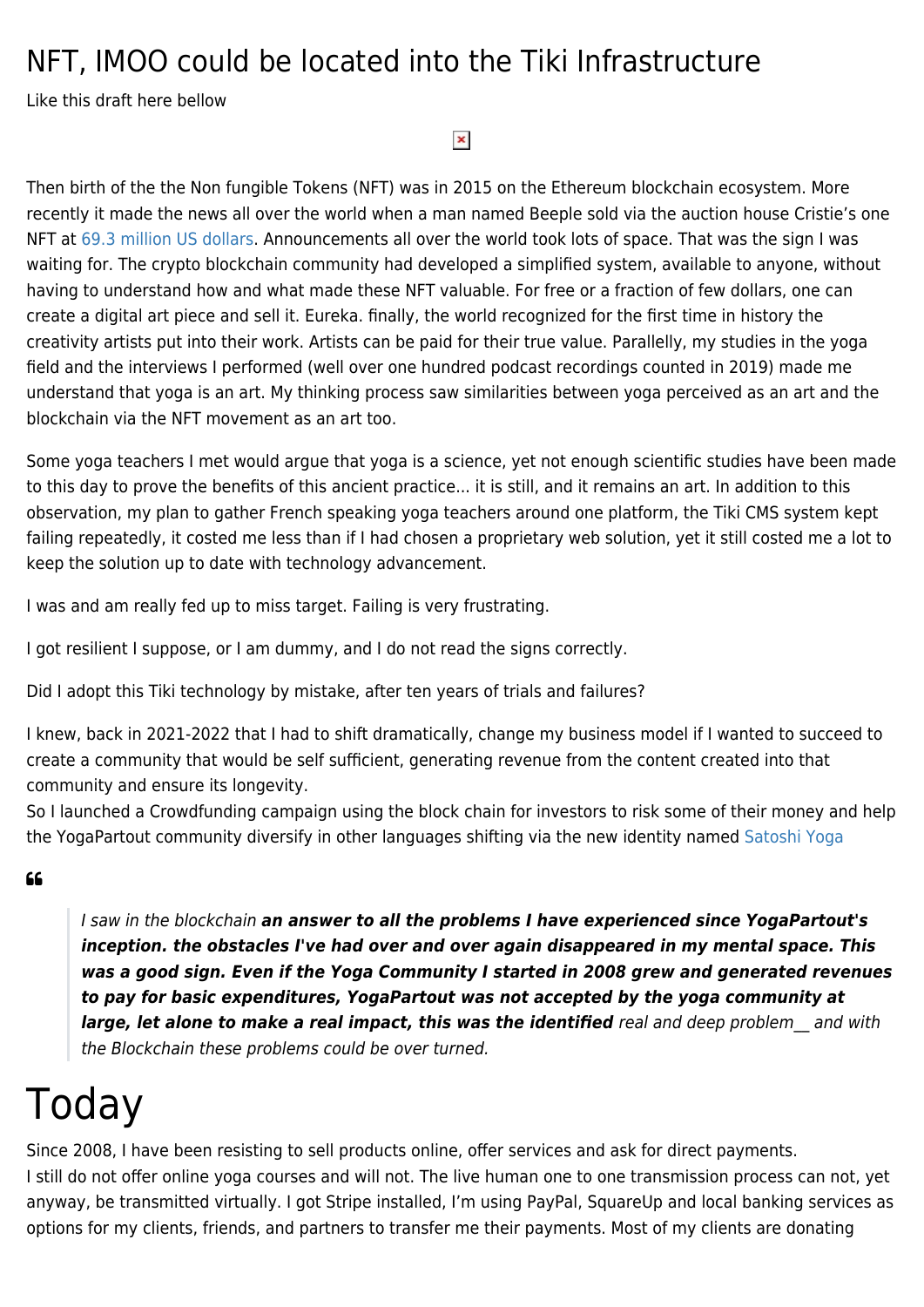# NFT, IMOO could be located into the Tiki Infrastructure

Like this draft here bellow

Then birth of the the Non fungible Tokens (NFT) was in 2015 on the Ethereum blockchain ecosystem. More recently it made the news all over the world when a man named Beeple sold via the auction house Cristie's one NFT at 69.3 million US dollars. Announcements all over the world took lots of space. That was the sign I was waiting for. The crypto blockchain community had developed a simplified system, available to anyone, without having to understand how and what made these NFT valuable. For free or a fraction of few dollars, one can create a digital art piece and sell it. Eureka. finally, the world recognized for the first time in history the creativity artists put into their work. Artists can be paid for their true value. Parallelly, my studies in the yoga field and the interviews I performed (well over one hundred podcast recordings counted in 2019) made me understand that yoga is an art. My thinking process saw similarities between yoga perceived as an art and the blockchain via the NFT movement as an art too.

Some yoga teachers I met would argue that yoga is a science, yet not enough scientific studies have been made to this day to prove the benefits of this ancient practice... it is still, and it remains an art. In addition to this observation, my plan to gather French speaking yoga teachers around one platform, the Tiki CMS system kept failing repeatedly, it costed me less than if I had chosen a proprietary web solution, yet it still costed me a lot to keep the solution up to date with technology advancement.

I was and am really fed up to miss target. Failing is very frustrating.

I got resilient I suppose, or I am dummy, and I do not read the signs correctly.

Did I adopt this Tiki technology by mistake, after ten years of trials and failures?

I knew, back in 2021-2022 that I had to shift dramatically, change my business model if I wanted to succeed to create a community that would be self sufficient, generating revenue from the content created into that community and ensure its longevity.
So I launched a Crowdfunding campaign using the block chain for investors to risk some of their money and help the YogaPartout community diversify in other languages shifting via the new identity named Satoshi Yoga

> *I saw in the blockchain **an answer to all the problems I have experienced since YogaPartout's inception. the obstacles I've had over and over again disappeared in my mental space. This was a good sign. Even if the Yoga Community I started in 2008 grew and generated revenues to pay for basic expenditures, YogaPartout was not accepted by the yoga community at large, let alone to make a real impact, this was the identified** real and deep problem__ and with the Blockchain these problems could be over turned.*

# Today

Since 2008, I have been resisting to sell products online, offer services and ask for direct payments.
I still do not offer online yoga courses and will not. The live human one to one transmission process can not, yet anyway, be transmitted virtually. I got Stripe installed, I'm using PayPal, SquareUp and local banking services as options for my clients, friends, and partners to transfer me their payments. Most of my clients are donating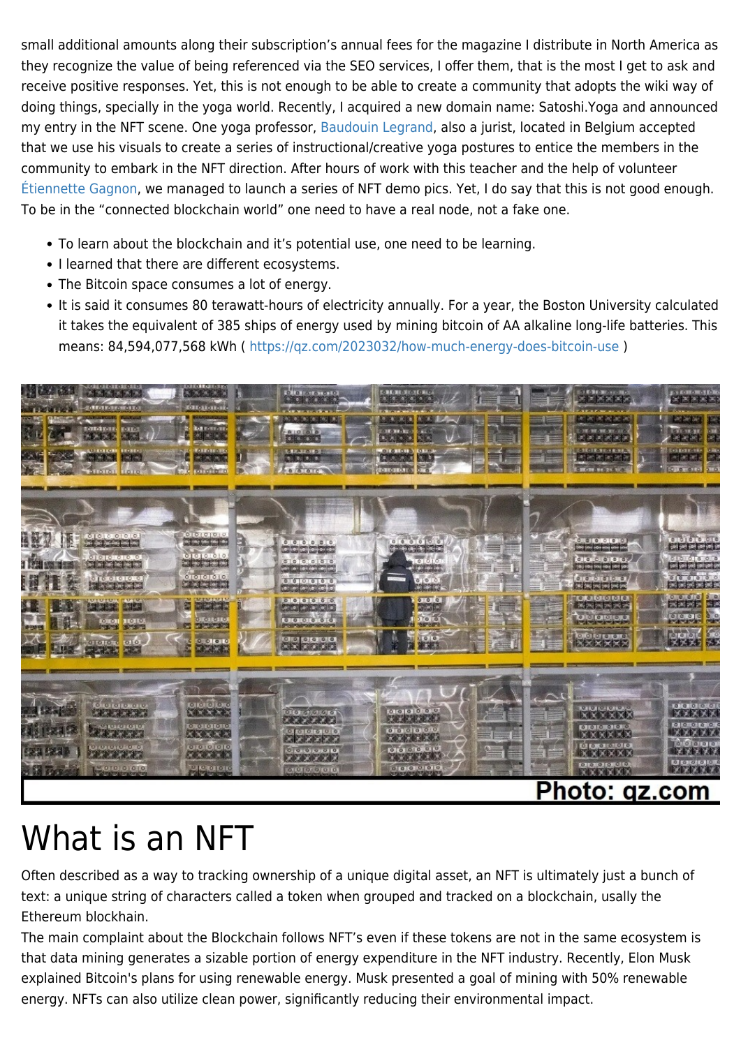small additional amounts along their subscription's annual fees for the magazine I distribute in North America as they recognize the value of being referenced via the SEO services, I offer them, that is the most I get to ask and receive positive responses. Yet, this is not enough to be able to create a community that adopts the wiki way of doing things, specially in the yoga world. Recently, I acquired a new domain name: Satoshi.Yoga and announced my entry in the NFT scene. One yoga professor, Baudouin Legrand, also a jurist, located in Belgium accepted that we use his visuals to create a series of instructional/creative yoga postures to entice the members in the community to embark in the NFT direction. After hours of work with this teacher and the help of volunteer Étiennette Gagnon, we managed to launch a series of NFT demo pics. Yet, I do say that this is not good enough. To be in the "connected blockchain world" one need to have a real node, not a fake one.

- To learn about the blockchain and it's potential use, one need to be learning.
- I learned that there are different ecosystems.
- The Bitcoin space consumes a lot of energy.
- It is said it consumes 80 terawatt-hours of electricity annually. For a year, the Boston University calculated it takes the equivalent of 385 ships of energy used by mining bitcoin of AA alkaline long-life batteries. This means: 84,594,077,568 kWh ( https://qz.com/2023032/how-much-energy-does-bitcoin-use )

Photo: qz.com

# What is an NFT

Often described as a way to tracking ownership of a unique digital asset, an NFT is ultimately just a bunch of text: a unique string of characters called a token when grouped and tracked on a blockchain, usally the Ethereum blockhain.

The main complaint about the Blockchain follows NFT's even if these tokens are not in the same ecosystem is that data mining generates a sizable portion of energy expenditure in the NFT industry. Recently, Elon Musk explained Bitcoin's plans for using renewable energy. Musk presented a goal of mining with 50% renewable energy. NFTs can also utilize clean power, significantly reducing their environmental impact.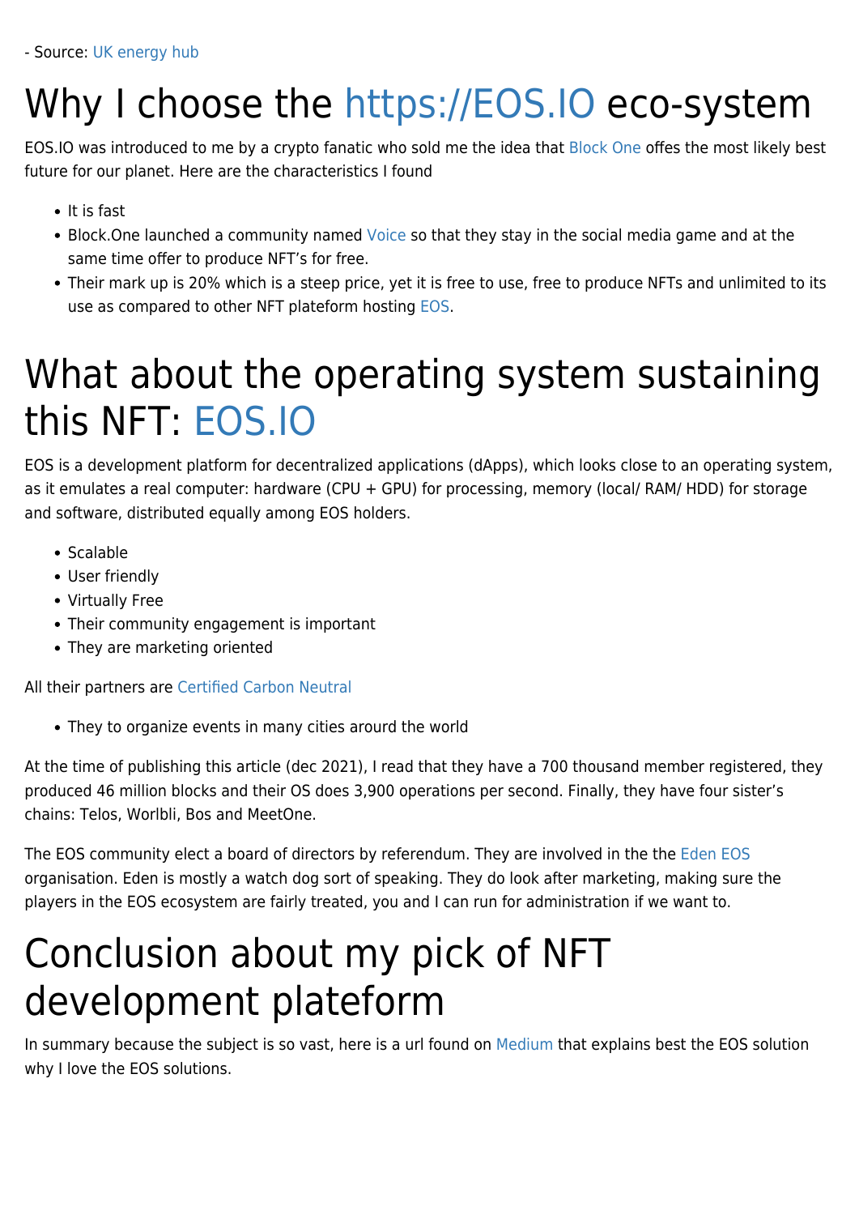- Source: UK energy hub

# Why I choose the https://EOS.IO eco-system

EOS.IO was introduced to me by a crypto fanatic who sold me the idea that Block One offes the most likely best future for our planet. Here are the characteristics I found

- It is fast
- Block.One launched a community named Voice so that they stay in the social media game and at the same time offer to produce NFT's for free.
- Their mark up is 20% which is a steep price, yet it is free to use, free to produce NFTs and unlimited to its use as compared to other NFT plateform hosting EOS.

# What about the operating system sustaining this NFT: EOS.IO

EOS is a development platform for decentralized applications (dApps), which looks close to an operating system, as it emulates a real computer: hardware (CPU + GPU) for processing, memory (local/ RAM/ HDD) for storage and software, distributed equally among EOS holders.

- Scalable
- User friendly
- Virtually Free
- Their community engagement is important
- They are marketing oriented

All their partners are Certified Carbon Neutral

- They to organize events in many cities arourd the world

At the time of publishing this article (dec 2021), I read that they have a 700 thousand member registered, they produced 46 million blocks and their OS does 3,900 operations per second. Finally, they have four sister's chains: Telos, Worlbli, Bos and MeetOne.

The EOS community elect a board of directors by referendum. They are involved in the the Eden EOS organisation. Eden is mostly a watch dog sort of speaking. They do look after marketing, making sure the players in the EOS ecosystem are fairly treated, you and I can run for administration if we want to.

# Conclusion about my pick of NFT development plateform

In summary because the subject is so vast, here is a url found on Medium that explains best the EOS solution why I love the EOS solutions.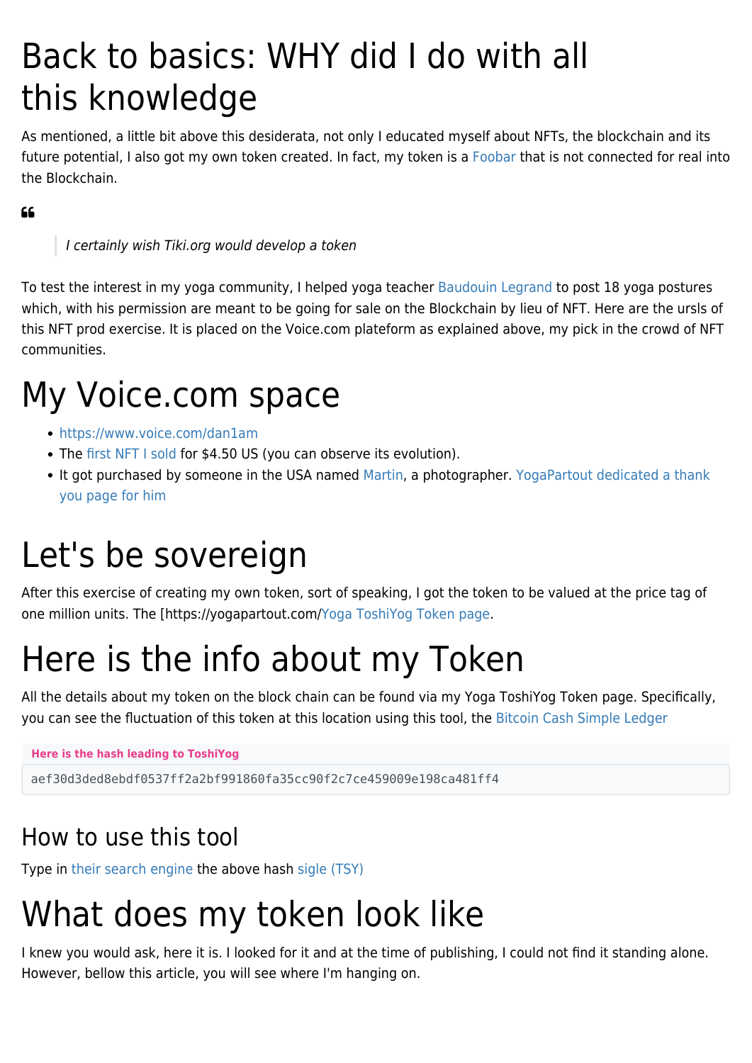# Back to basics: WHY did I do with all this knowledge

As mentioned, a little bit above this desiderata, not only I educated myself about NFTs, the blockchain and its future potential, I also got my own token created. In fact, my token is a Foobar that is not connected for real into the Blockchain.

> *I certainly wish Tiki.org would develop a token*

To test the interest in my yoga community, I helped yoga teacher Baudouin Legrand to post 18 yoga postures which, with his permission are meant to be going for sale on the Blockchain by lieu of NFT. Here are the ursls of this NFT prod exercise. It is placed on the Voice.com plateform as explained above, my pick in the crowd of NFT communities.

# My Voice.com space

- https://www.voice.com/dan1am
- The first NFT I sold for $4.50 US (you can observe its evolution).
- It got purchased by someone in the USA named Martin, a photographer. YogaPartout dedicated a thank you page for him

# Let's be sovereign

After this exercise of creating my own token, sort of speaking, I got the token to be valued at the price tag of one million units. The [https://yogapartout.com/Yoga ToshiYog Token page.

# Here is the info about my Token

All the details about my token on the block chain can be found via my Yoga ToshiYog Token page. Specifically, you can see the fluctuation of this token at this location using this tool, the Bitcoin Cash Simple Ledger

**Here is the hash leading to ToshiYog**

```
aef30d3ded8ebdf0537ff2a2bf991860fa35cc90f2c7ce459009e198ca481ff4
```

## How to use this tool

Type in their search engine the above hash sigle (TSY)

# What does my token look like

I knew you would ask, here it is. I looked for it and at the time of publishing, I could not find it standing alone. However, bellow this article, you will see where I'm hanging on.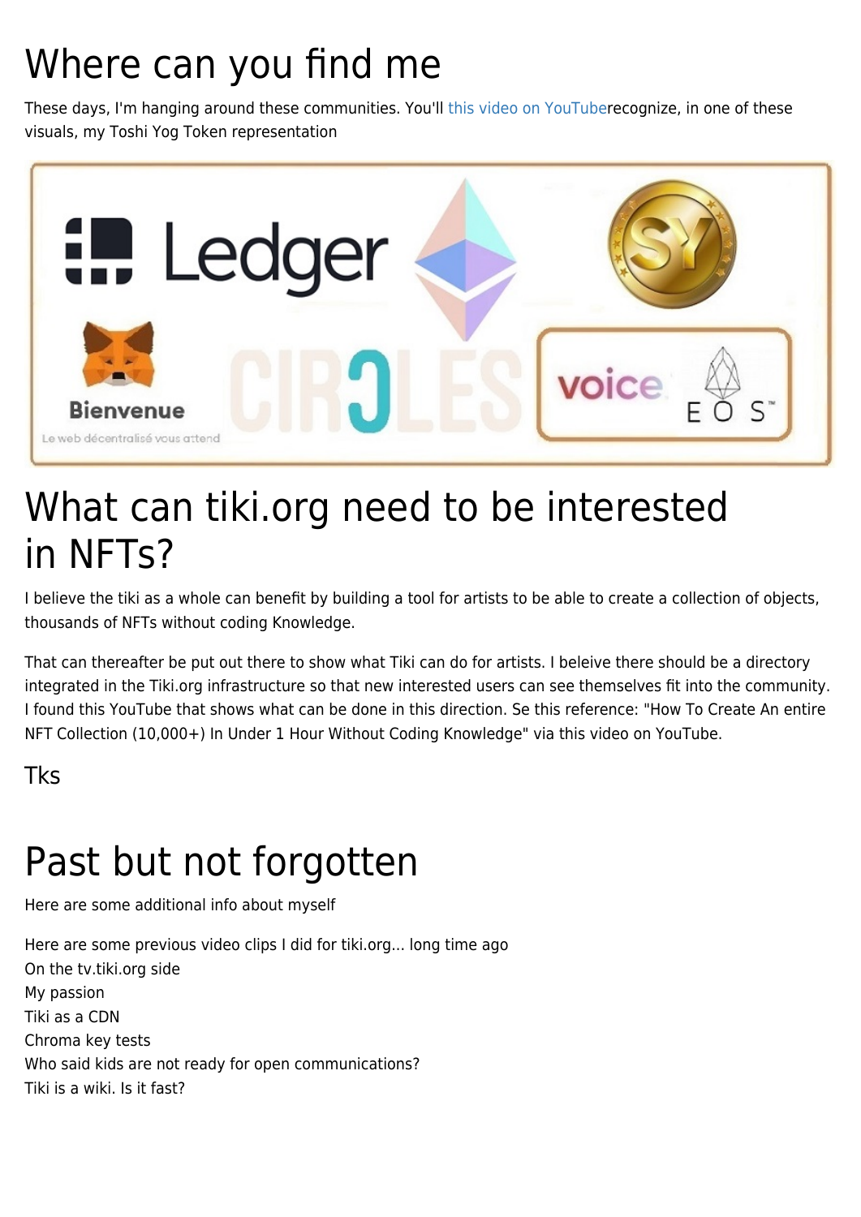# Where can you find me

These days, I'm hanging around these communities. You'll this video on YouTuberecognize, in one of these visuals, my Toshi Yog Token representation

# What can tiki.org need to be interested in NFTs?

I believe the tiki as a whole can benefit by building a tool for artists to be able to create a collection of objects, thousands of NFTs without coding Knowledge.

That can thereafter be put out there to show what Tiki can do for artists. I beleive there should be a directory integrated in the Tiki.org infrastructure so that new interested users can see themselves fit into the community. I found this YouTube that shows what can be done in this direction. Se this reference: "How To Create An entire NFT Collection (10,000+) In Under 1 Hour Without Coding Knowledge" via this video on YouTube.

Tks

# Past but not forgotten

Here are some additional info about myself

Here are some previous video clips I did for tiki.org... long time ago
On the tv.tiki.org side
My passion
Tiki as a CDN
Chroma key tests
Who said kids are not ready for open communications?
Tiki is a wiki. Is it fast?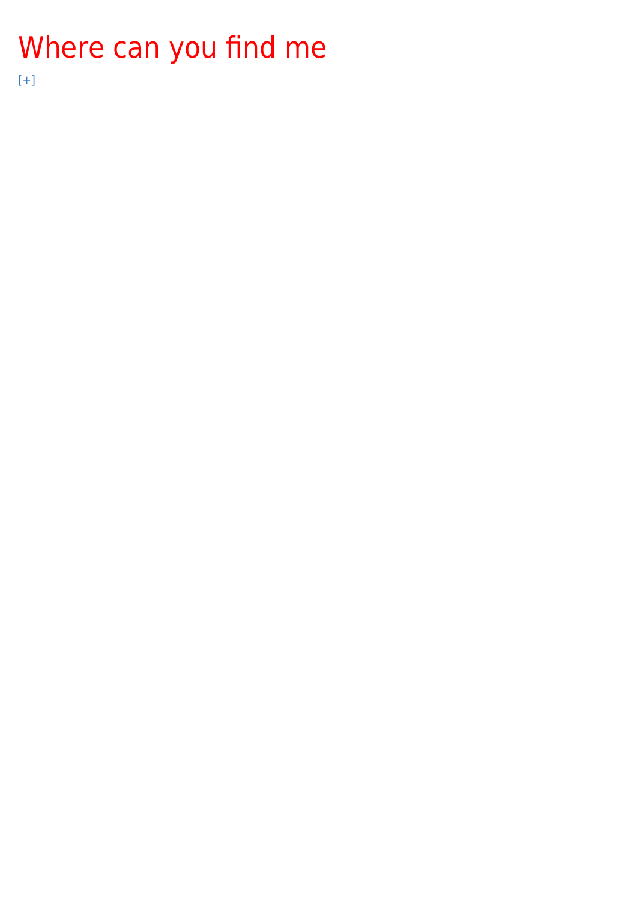# Where can you find me

[+]